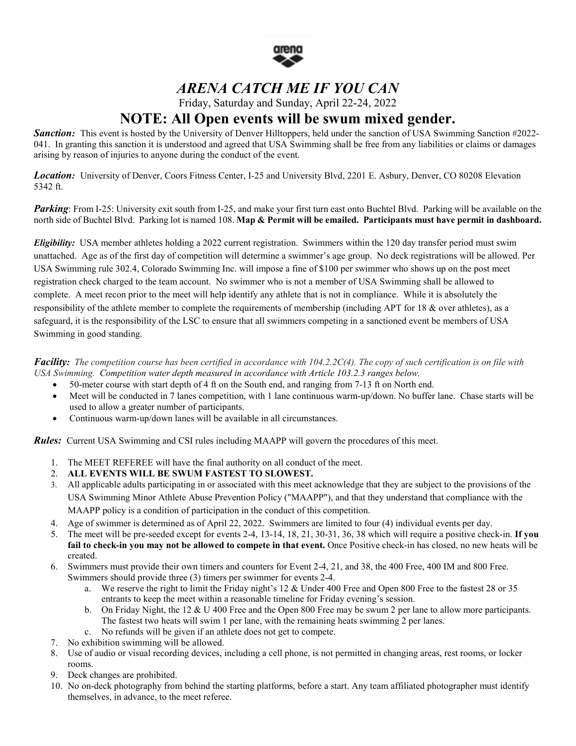arena

# *ARENA CATCH ME IF YOU CAN*

Friday, Saturday and Sunday, April 22-24, 2022

## NOTE: All Open events will be swum mixed gender.

***Sanction:*** This event is hosted by the University of Denver Hilltoppers, held under the sanction of USA Swimming Sanction #2022-041. In granting this sanction it is understood and agreed that USA Swimming shall be free from any liabilities or claims or damages arising by reason of injuries to anyone during the conduct of the event.

***Location:*** University of Denver, Coors Fitness Center, I-25 and University Blvd, 2201 E. Asbury, Denver, CO 80208 Elevation 5342 ft.

***Parking***: From I-25: University exit south from I-25, and make your first turn east onto Buchtel Blvd. Parking will be available on the north side of Buchtel Blvd. Parking lot is named 108. **Map & Permit will be emailed. Participants must have permit in dashboard.**

***Eligibility:*** USA member athletes holding a 2022 current registration. Swimmers within the 120 day transfer period must swim unattached. Age as of the first day of competition will determine a swimmer's age group. No deck registrations will be allowed. Per USA Swimming rule 302.4, Colorado Swimming Inc. will impose a fine of $100 per swimmer who shows up on the post meet registration check charged to the team account. No swimmer who is not a member of USA Swimming shall be allowed to complete. A meet recon prior to the meet will help identify any athlete that is not in compliance. While it is absolutely the responsibility of the athlete member to complete the requirements of membership (including APT for 18 & over athletes), as a safeguard, it is the responsibility of the LSC to ensure that all swimmers competing in a sanctioned event be members of USA Swimming in good standing.

***Facility:*** *The competition course has been certified in accordance with 104.2.2C(4). The copy of such certification is on file with USA Swimming. Competition water depth measured in accordance with Article 103.2.3 ranges below.*

- 50-meter course with start depth of 4 ft on the South end, and ranging from 7-13 ft on North end.
- Meet will be conducted in 7 lanes competition, with 1 lane continuous warm-up/down. No buffer lane. Chase starts will be used to allow a greater number of participants.
- Continuous warm-up/down lanes will be available in all circumstances.

***Rules:*** Current USA Swimming and CSI rules including MAAPP will govern the procedures of this meet.

1. The MEET REFEREE will have the final authority on all conduct of the meet.
2. **ALL EVENTS WILL BE SWUM FASTEST TO SLOWEST.**
3. All applicable adults participating in or associated with this meet acknowledge that they are subject to the provisions of the USA Swimming Minor Athlete Abuse Prevention Policy ("MAAPP"), and that they understand that compliance with the MAAPP policy is a condition of participation in the conduct of this competition.
4. Age of swimmer is determined as of April 22, 2022. Swimmers are limited to four (4) individual events per day.
5. The meet will be pre-seeded except for events 2-4, 13-14, 18, 21, 30-31, 36, 38 which will require a positive check-in. **If you fail to check-in you may not be allowed to compete in that event.** Once Positive check-in has closed, no new heats will be created.
6. Swimmers must provide their own timers and counters for Event 2-4, 21, and 38, the 400 Free, 400 IM and 800 Free. Swimmers should provide three (3) timers per swimmer for events 2-4.
   a. We reserve the right to limit the Friday night's 12 & Under 400 Free and Open 800 Free to the fastest 28 or 35 entrants to keep the meet within a reasonable timeline for Friday evening's session.
   b. On Friday Night, the 12 & U 400 Free and the Open 800 Free may be swum 2 per lane to allow more participants. The fastest two heats will swim 1 per lane, with the remaining heats swimming 2 per lanes.
   c. No refunds will be given if an athlete does not get to compete.
7. No exhibition swimming will be allowed.
8. Use of audio or visual recording devices, including a cell phone, is not permitted in changing areas, rest rooms, or locker rooms.
9. Deck changes are prohibited.
10. No on-deck photography from behind the starting platforms, before a start. Any team affiliated photographer must identify themselves, in advance, to the meet referee.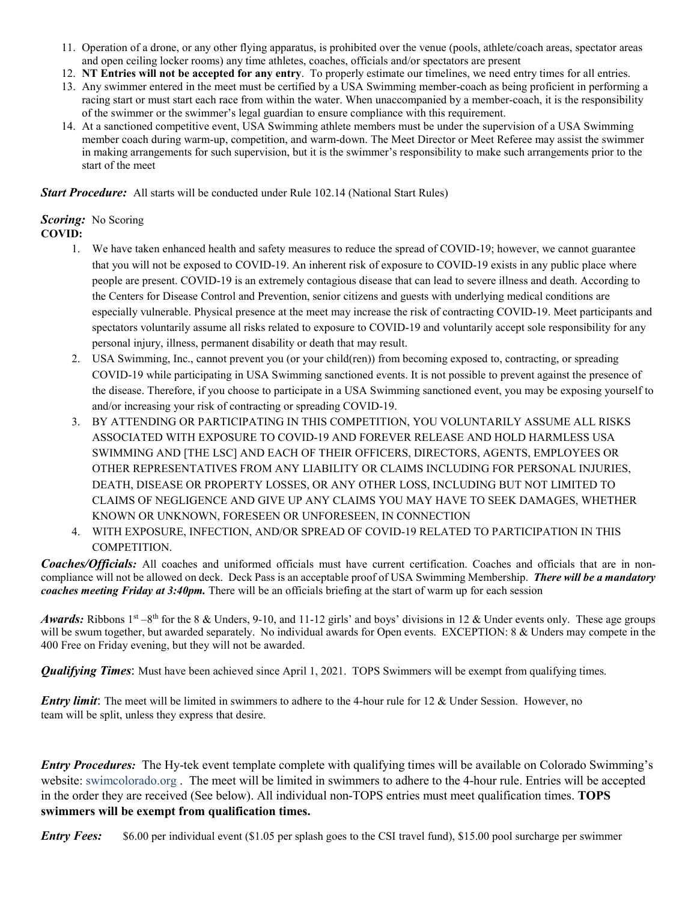11. Operation of a drone, or any other flying apparatus, is prohibited over the venue (pools, athlete/coach areas, spectator areas and open ceiling locker rooms) any time athletes, coaches, officials and/or spectators are present
12. **NT Entries will not be accepted for any entry**. To properly estimate our timelines, we need entry times for all entries.
13. Any swimmer entered in the meet must be certified by a USA Swimming member-coach as being proficient in performing a racing start or must start each race from within the water. When unaccompanied by a member-coach, it is the responsibility of the swimmer or the swimmer's legal guardian to ensure compliance with this requirement.
14. At a sanctioned competitive event, USA Swimming athlete members must be under the supervision of a USA Swimming member coach during warm-up, competition, and warm-down. The Meet Director or Meet Referee may assist the swimmer in making arrangements for such supervision, but it is the swimmer's responsibility to make such arrangements prior to the start of the meet

***Start Procedure:*** All starts will be conducted under Rule 102.14 (National Start Rules)

***Scoring:*** No Scoring

**COVID:**

1. We have taken enhanced health and safety measures to reduce the spread of COVID-19; however, we cannot guarantee that you will not be exposed to COVID-19. An inherent risk of exposure to COVID-19 exists in any public place where people are present. COVID-19 is an extremely contagious disease that can lead to severe illness and death. According to the Centers for Disease Control and Prevention, senior citizens and guests with underlying medical conditions are especially vulnerable. Physical presence at the meet may increase the risk of contracting COVID-19. Meet participants and spectators voluntarily assume all risks related to exposure to COVID-19 and voluntarily accept sole responsibility for any personal injury, illness, permanent disability or death that may result.
2. USA Swimming, Inc., cannot prevent you (or your child(ren)) from becoming exposed to, contracting, or spreading COVID-19 while participating in USA Swimming sanctioned events. It is not possible to prevent against the presence of the disease. Therefore, if you choose to participate in a USA Swimming sanctioned event, you may be exposing yourself to and/or increasing your risk of contracting or spreading COVID-19.
3. BY ATTENDING OR PARTICIPATING IN THIS COMPETITION, YOU VOLUNTARILY ASSUME ALL RISKS ASSOCIATED WITH EXPOSURE TO COVID-19 AND FOREVER RELEASE AND HOLD HARMLESS USA SWIMMING AND [THE LSC] AND EACH OF THEIR OFFICERS, DIRECTORS, AGENTS, EMPLOYEES OR OTHER REPRESENTATIVES FROM ANY LIABILITY OR CLAIMS INCLUDING FOR PERSONAL INJURIES, DEATH, DISEASE OR PROPERTY LOSSES, OR ANY OTHER LOSS, INCLUDING BUT NOT LIMITED TO CLAIMS OF NEGLIGENCE AND GIVE UP ANY CLAIMS YOU MAY HAVE TO SEEK DAMAGES, WHETHER KNOWN OR UNKNOWN, FORESEEN OR UNFORESEEN, IN CONNECTION
4. WITH EXPOSURE, INFECTION, AND/OR SPREAD OF COVID-19 RELATED TO PARTICIPATION IN THIS COMPETITION.

***Coaches/Officials:*** All coaches and uniformed officials must have current certification. Coaches and officials that are in non-compliance will not be allowed on deck. Deck Pass is an acceptable proof of USA Swimming Membership. ***There will be a mandatory coaches meeting Friday at 3:40pm.*** There will be an officials briefing at the start of warm up for each session

***Awards:*** Ribbons 1st –8th for the 8 & Unders, 9-10, and 11-12 girls' and boys' divisions in 12 & Under events only. These age groups will be swum together, but awarded separately. No individual awards for Open events. EXCEPTION: 8 & Unders may compete in the 400 Free on Friday evening, but they will not be awarded.

***Qualifying Times***: Must have been achieved since April 1, 2021. TOPS Swimmers will be exempt from qualifying times.

***Entry limit***: The meet will be limited in swimmers to adhere to the 4-hour rule for 12 & Under Session. However, no team will be split, unless they express that desire.

***Entry Procedures:*** The Hy-tek event template complete with qualifying times will be available on Colorado Swimming's website: swimcolorado.org . The meet will be limited in swimmers to adhere to the 4-hour rule. Entries will be accepted in the order they are received (See below). All individual non-TOPS entries must meet qualification times. **TOPS swimmers will be exempt from qualification times.**

***Entry Fees:*** $6.00 per individual event ($1.05 per splash goes to the CSI travel fund), $15.00 pool surcharge per swimmer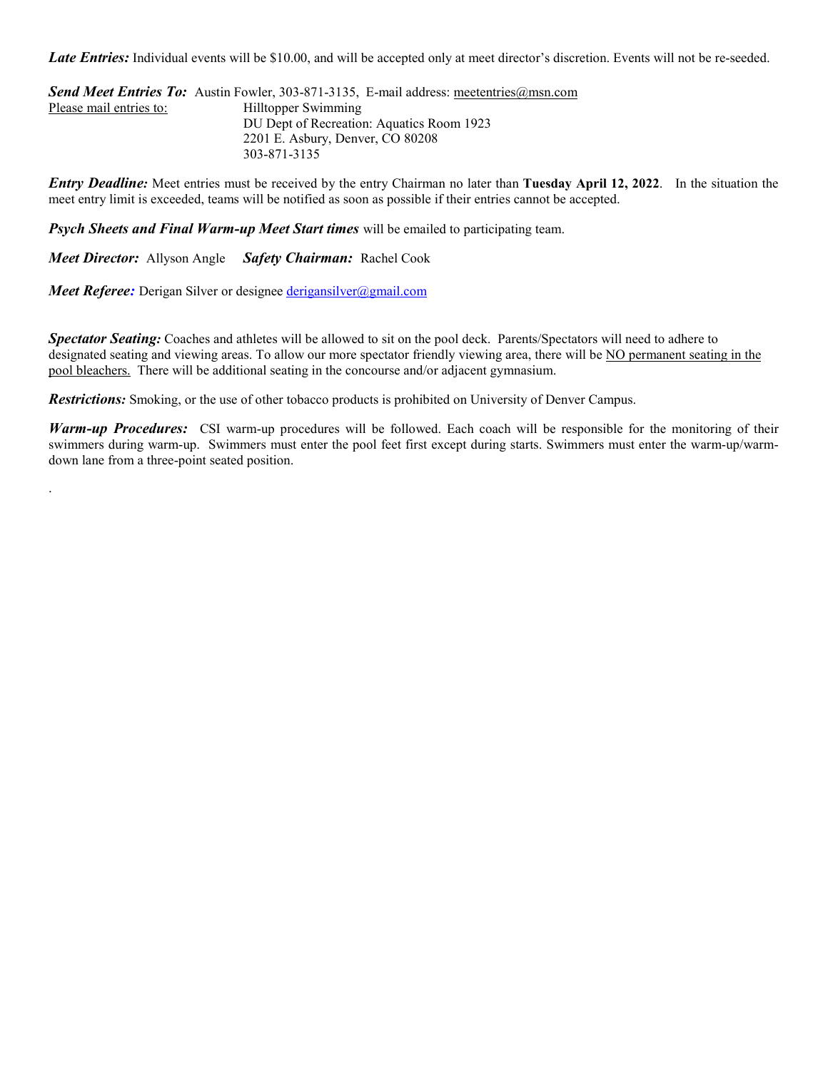***Late Entries:*** Individual events will be $10.00, and will be accepted only at meet director's discretion. Events will not be re-seeded.

***Send Meet Entries To:*** Austin Fowler, 303-871-3135, E-mail address: meetentries@msn.com

Please mail entries to:

Hilltopper Swimming
DU Dept of Recreation: Aquatics Room 1923
2201 E. Asbury, Denver, CO 80208
303-871-3135

***Entry Deadline:*** Meet entries must be received by the entry Chairman no later than **Tuesday April 12, 2022**. In the situation the meet entry limit is exceeded, teams will be notified as soon as possible if their entries cannot be accepted.

***Psych Sheets and Final Warm-up Meet Start times*** will be emailed to participating team.

***Meet Director:*** Allyson Angle ***Safety Chairman:*** Rachel Cook

***Meet Referee:*** Derigan Silver or designee derigansilver@gmail.com

***Spectator Seating:*** Coaches and athletes will be allowed to sit on the pool deck. Parents/Spectators will need to adhere to designated seating and viewing areas. To allow our more spectator friendly viewing area, there will be NO permanent seating in the pool bleachers. There will be additional seating in the concourse and/or adjacent gymnasium.

***Restrictions:*** Smoking, or the use of other tobacco products is prohibited on University of Denver Campus.

***Warm-up Procedures:*** CSI warm-up procedures will be followed. Each coach will be responsible for the monitoring of their swimmers during warm-up. Swimmers must enter the pool feet first except during starts. Swimmers must enter the warm-up/warm-down lane from a three-point seated position.

.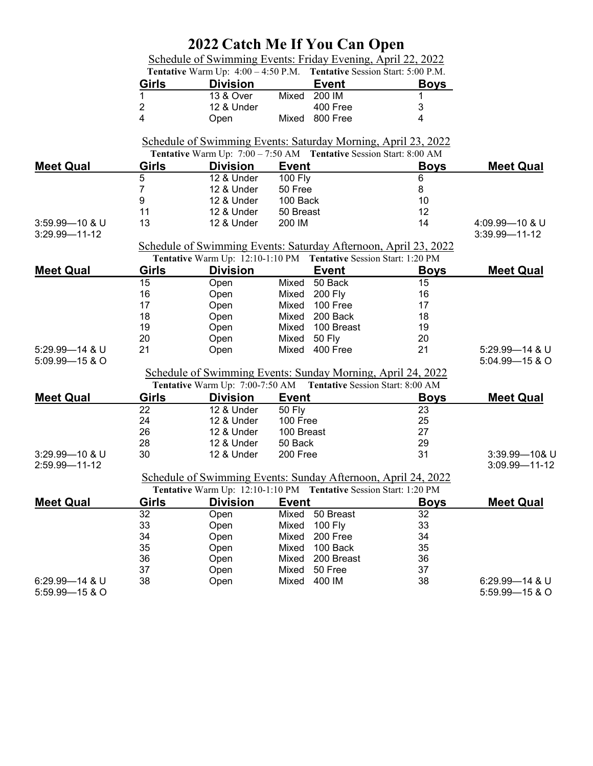# 2022 Catch Me If You Can Open

## Schedule of Swimming Events: Friday Evening, April 22, 2022

**Tentative** Warm Up: 4:00 – 4:50 P.M. **Tentative** Session Start: 5:00 P.M.

| Girls | Division | | Event | Boys |
|---|---|---|---|---|
| 1 | 13 & Over | Mixed | 200 IM | 1 |
| 2 | 12 & Under | | 400 Free | 3 |
| 4 | Open | Mixed | 800 Free | 4 |

## Schedule of Swimming Events: Saturday Morning, April 23, 2022

**Tentative** Warm Up: 7:00 – 7:50 AM **Tentative** Session Start: 8:00 AM

| Meet Qual | Girls | Division | Event | Boys | Meet Qual |
|---|---|---|---|---|---|
| | 5 | 12 & Under | 100 Fly | 6 | |
| | 7 | 12 & Under | 50 Free | 8 | |
| | 9 | 12 & Under | 100 Back | 10 | |
| | 11 | 12 & Under | 50 Breast | 12 | |
| 3:59.99—10 & U<br>3:29.99—11-12 | 13 | 12 & Under | 200 IM | 14 | 4:09.99—10 & U<br>3:39.99—11-12 |

## Schedule of Swimming Events: Saturday Afternoon, April 23, 2022

**Tentative** Warm Up: 12:10-1:10 PM **Tentative** Session Start: 1:20 PM

| Meet Qual | Girls | Division | | Event | Boys | Meet Qual |
|---|---|---|---|---|---|---|
| | 15 | Open | Mixed | 50 Back | 15 | |
| | 16 | Open | Mixed | 200 Fly | 16 | |
| | 17 | Open | Mixed | 100 Free | 17 | |
| | 18 | Open | Mixed | 200 Back | 18 | |
| | 19 | Open | Mixed | 100 Breast | 19 | |
| | 20 | Open | Mixed | 50 Fly | 20 | |
| 5:29.99—14 & U<br>5:09.99—15 & O | 21 | Open | Mixed | 400 Free | 21 | 5:29.99—14 & U<br>5:04.99—15 & O |

## Schedule of Swimming Events: Sunday Morning, April 24, 2022

**Tentative** Warm Up: 7:00-7:50 AM **Tentative** Session Start: 8:00 AM

| Meet Qual | Girls | Division | Event | Boys | Meet Qual |
|---|---|---|---|---|---|
| | 22 | 12 & Under | 50 Fly | 23 | |
| | 24 | 12 & Under | 100 Free | 25 | |
| | 26 | 12 & Under | 100 Breast | 27 | |
| | 28 | 12 & Under | 50 Back | 29 | |
| 3:29.99—10 & U<br>2:59.99—11-12 | 30 | 12 & Under | 200 Free | 31 | 3:39.99—10& U<br>3:09.99—11-12 |

## Schedule of Swimming Events: Sunday Afternoon, April 24, 2022

**Tentative** Warm Up: 12:10-1:10 PM **Tentative** Session Start: 1:20 PM

| Meet Qual | Girls | Division | | Event | Boys | Meet Qual |
|---|---|---|---|---|---|---|
| | 32 | Open | Mixed | 50 Breast | 32 | |
| | 33 | Open | Mixed | 100 Fly | 33 | |
| | 34 | Open | Mixed | 200 Free | 34 | |
| | 35 | Open | Mixed | 100 Back | 35 | |
| | 36 | Open | Mixed | 200 Breast | 36 | |
| | 37 | Open | Mixed | 50 Free | 37 | |
| 6:29.99—14 & U<br>5:59.99—15 & O | 38 | Open | Mixed | 400 IM | 38 | 6:29.99—14 & U<br>5:59.99—15 & O |